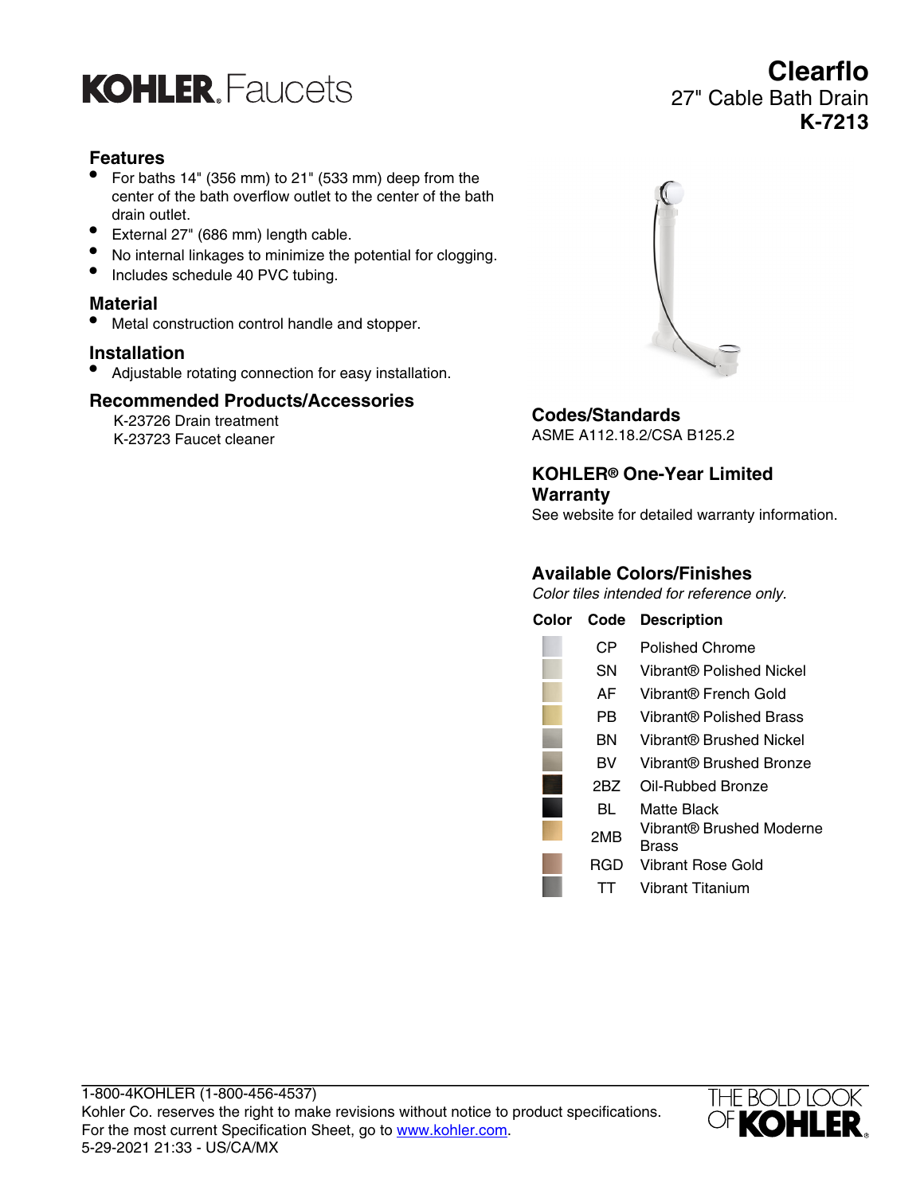KOHLER. Faucets

# Clearflo

27" Cable Bath Drain

**K-7213**

## Features

- For baths 14" (356 mm) to 21" (533 mm) deep from the center of the bath overflow outlet to the center of the bath drain outlet.
- External 27" (686 mm) length cable.
- No internal linkages to minimize the potential for clogging.
- Includes schedule 40 PVC tubing.

## Material

- Metal construction control handle and stopper.

## Installation

- Adjustable rotating connection for easy installation.

## Recommended Products/Accessories

K-23726 Drain treatment
K-23723 Faucet cleaner

## Codes/Standards

ASME A112.18.2/CSA B125.2

## KOHLER® One-Year Limited Warranty

See website for detailed warranty information.

## Available Colors/Finishes

*Color tiles intended for reference only.*

| Color | Code | Description |
|---|---|---|
| | CP | Polished Chrome |
| | SN | Vibrant® Polished Nickel |
| | AF | Vibrant® French Gold |
| | PB | Vibrant® Polished Brass |
| | BN | Vibrant® Brushed Nickel |
| | BV | Vibrant® Brushed Bronze |
| | 2BZ | Oil-Rubbed Bronze |
| | BL | Matte Black |
| | 2MB | Vibrant® Brushed Moderne Brass |
| | RGD | Vibrant Rose Gold |
| | TT | Vibrant Titanium |

1-800-4KOHLER (1-800-456-4537)
Kohler Co. reserves the right to make revisions without notice to product specifications.
For the most current Specification Sheet, go to www.kohler.com.
5-29-2021 21:33 - US/CA/MX

THE BOLD LOOK OF KOHLER.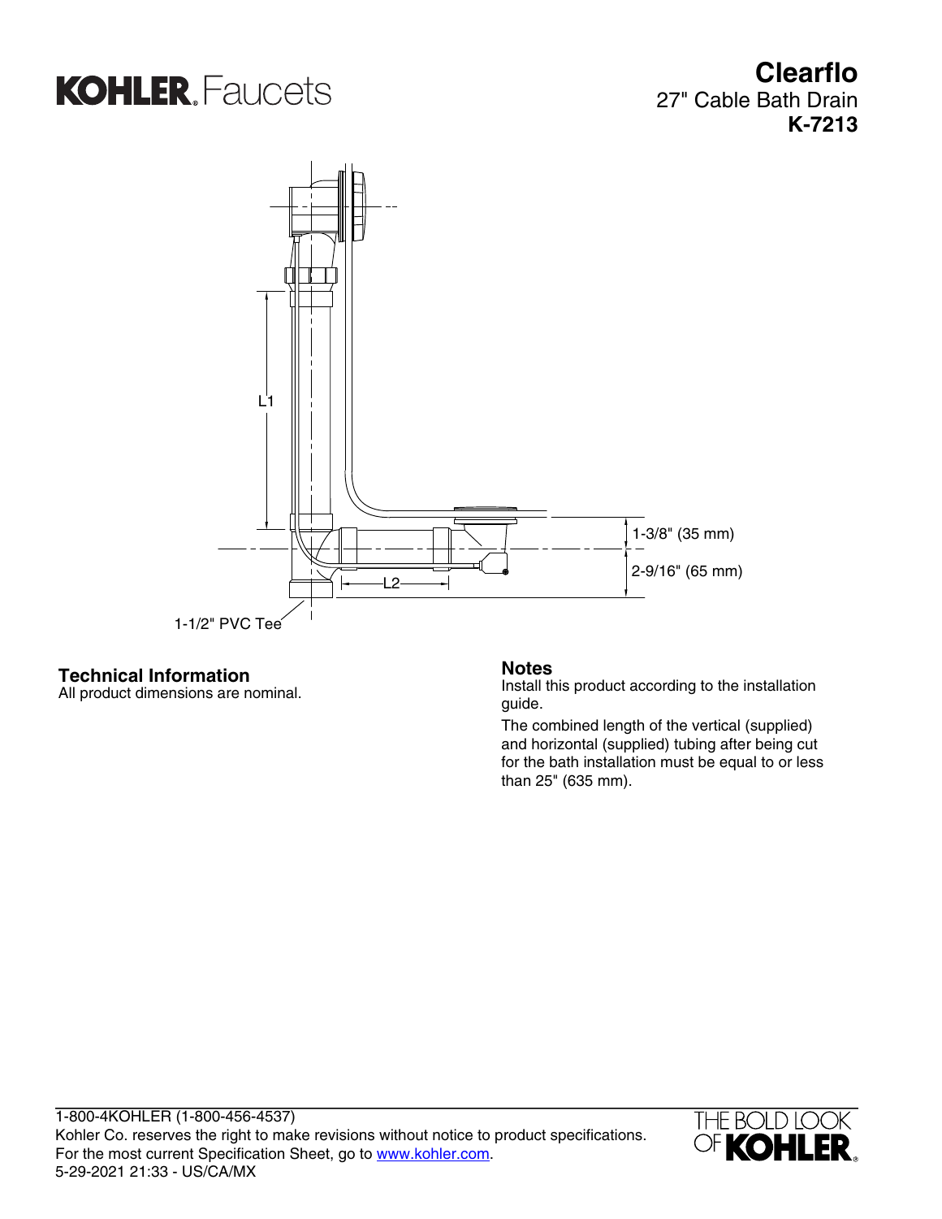# Clearflo

27" Cable Bath Drain

**K-7213**

L1

1-3/8" (35 mm)

2-9/16" (65 mm)

L2

1-1/2" PVC Tee

## Technical Information

All product dimensions are nominal.

## Notes

Install this product according to the installation guide.

The combined length of the vertical (supplied) and horizontal (supplied) tubing after being cut for the bath installation must be equal to or less than 25" (635 mm).

1-800-4KOHLER (1-800-456-4537)
Kohler Co. reserves the right to make revisions without notice to product specifications.
For the most current Specification Sheet, go to www.kohler.com.
5-29-2021 21:33 - US/CA/MX